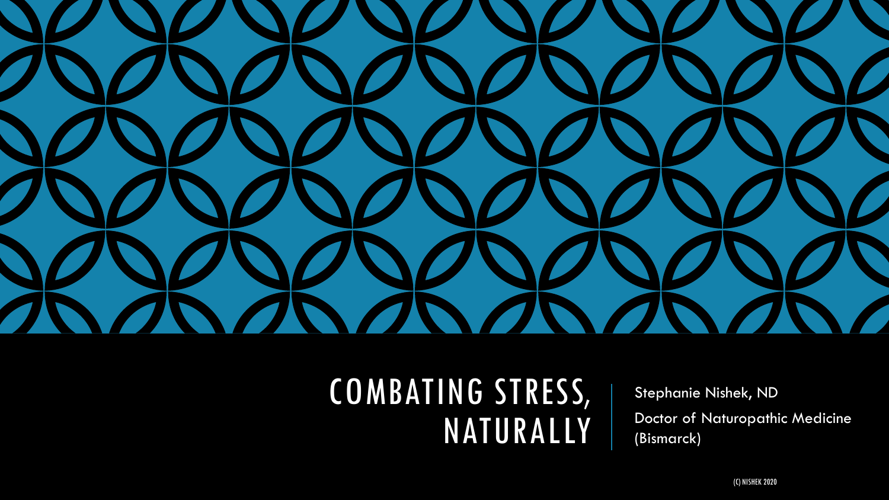# COMBATING STRESS, NATURALLY

Stephanie Nishek, ND

Doctor of Naturopathic Medicine (Bismarck)

(C) NISHEK 2020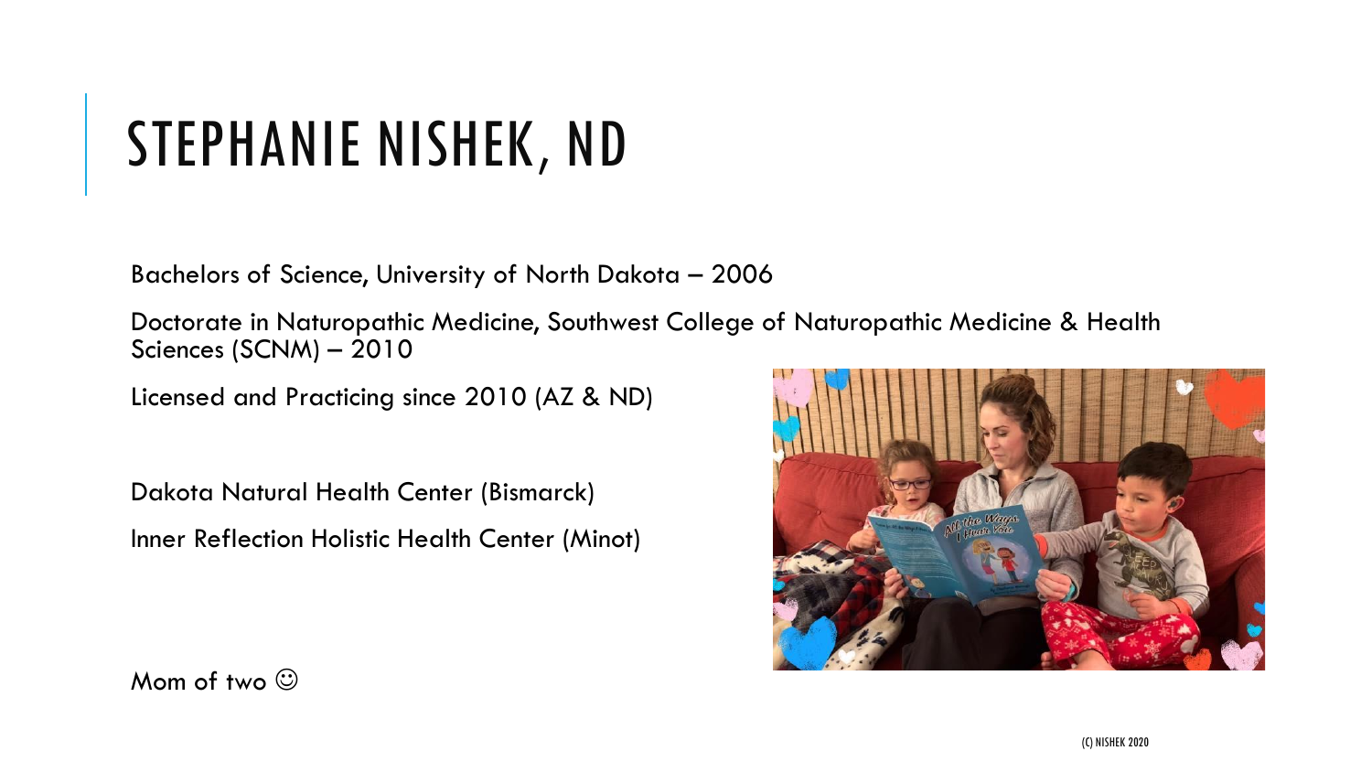# STEPHANIE NISHEK, ND

Bachelors of Science, University of North Dakota – 2006

Doctorate in Naturopathic Medicine, Southwest College of Naturopathic Medicine & Health Sciences (SCNM) – 2010

Licensed and Practicing since 2010 (AZ & ND)

Dakota Natural Health Center (Bismarck)

Inner Reflection Holistic Health Center (Minot)

Mom of two ☺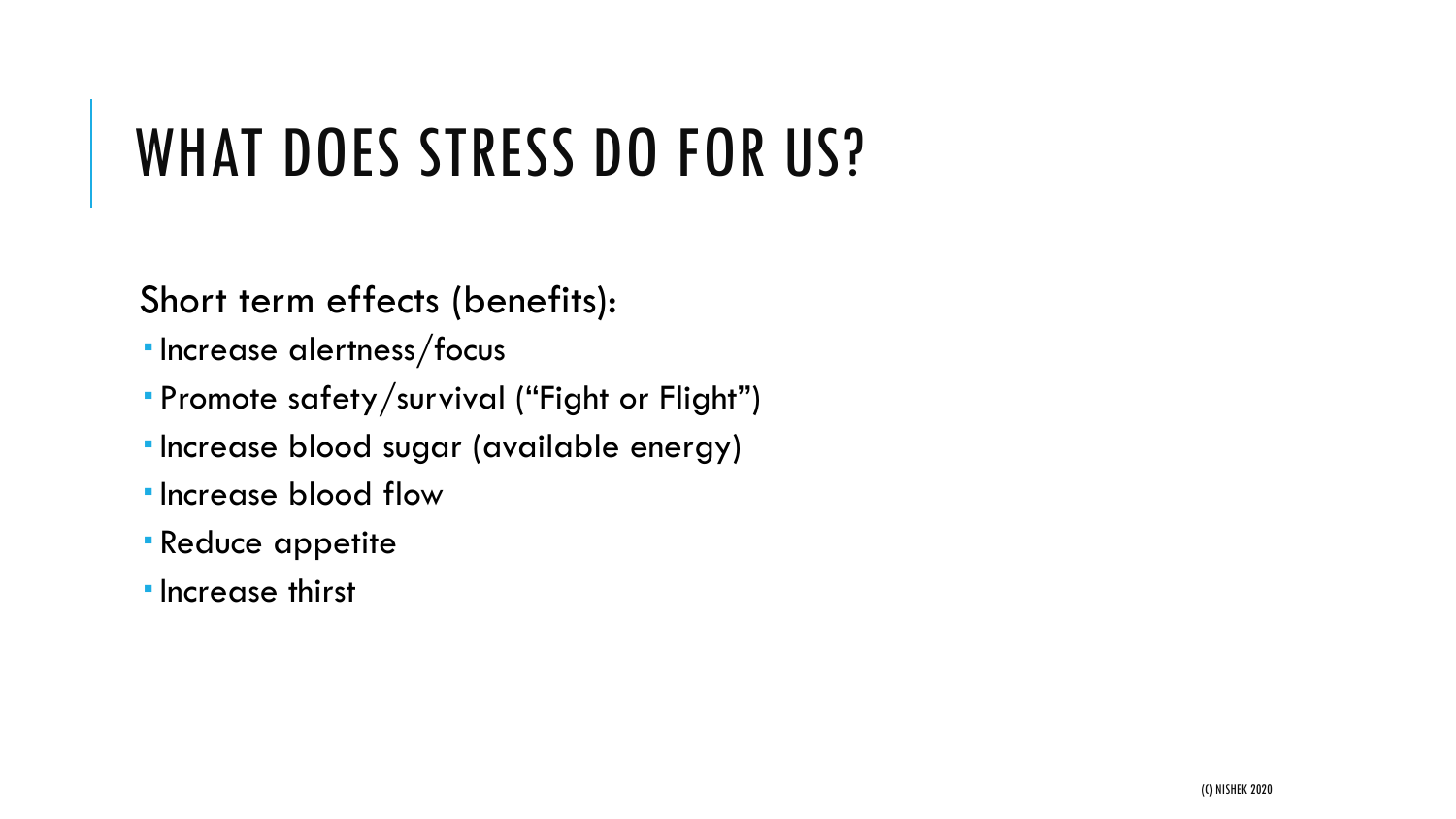# WHAT DOES STRESS DO FOR US?

Short term effects (benefits):

- Increase alertness/focus
- Promote safety/survival ("Fight or Flight")
- Increase blood sugar (available energy)
- Increase blood flow
- Reduce appetite
- Increase thirst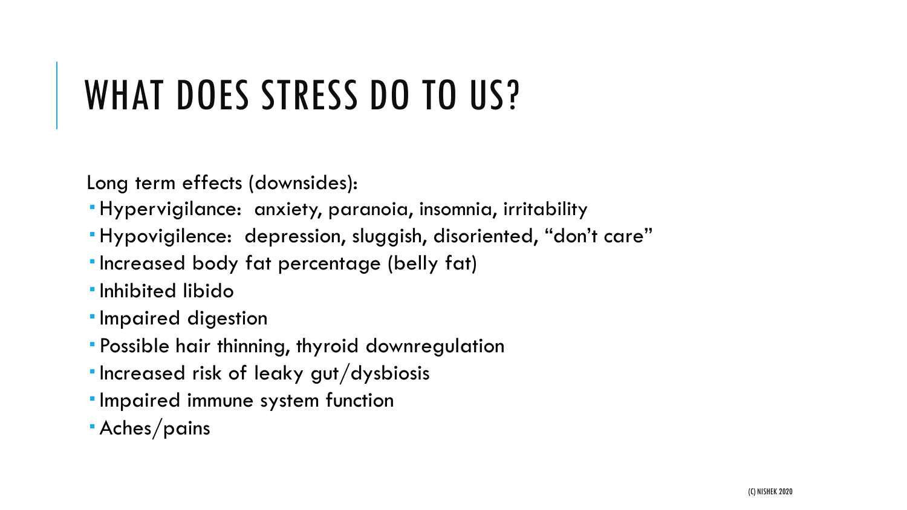# WHAT DOES STRESS DO TO US?

Long term effects (downsides):

- Hypervigilance: anxiety, paranoia, insomnia, irritability
- Hypovigilence: depression, sluggish, disoriented, “don’t care”
- Increased body fat percentage (belly fat)
- Inhibited libido
- Impaired digestion
- Possible hair thinning, thyroid downregulation
- Increased risk of leaky gut/dysbiosis
- Impaired immune system function
- Aches/pains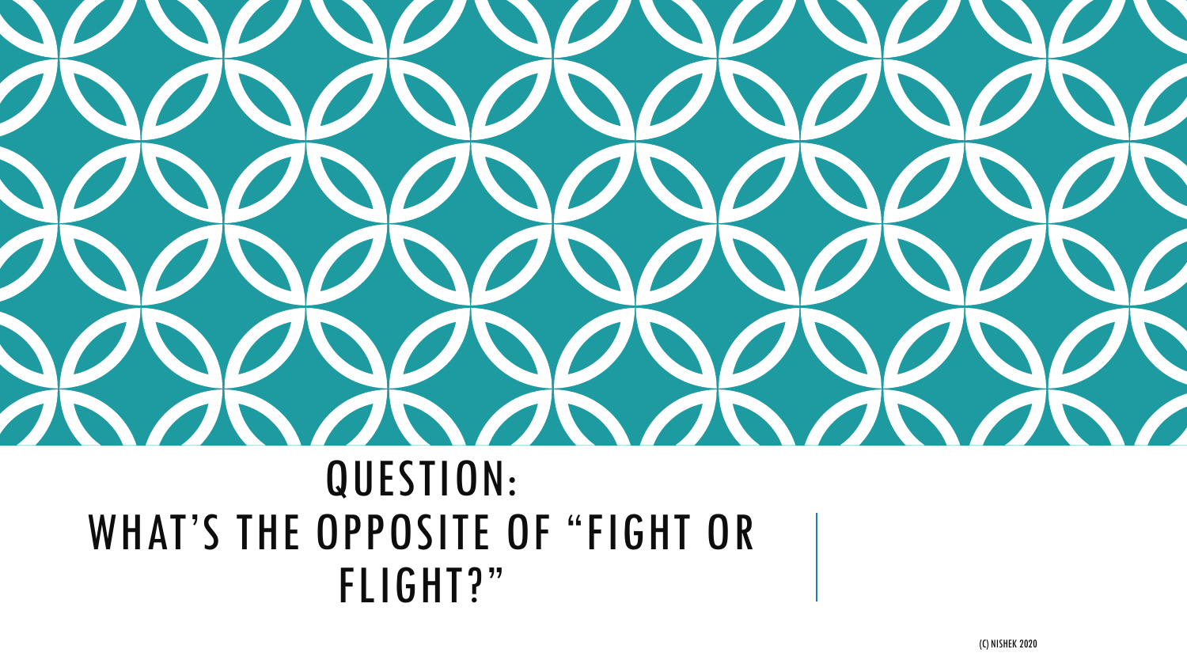# QUESTION:
# WHAT'S THE OPPOSITE OF "FIGHT OR FLIGHT?"

(C) NISHEK 2020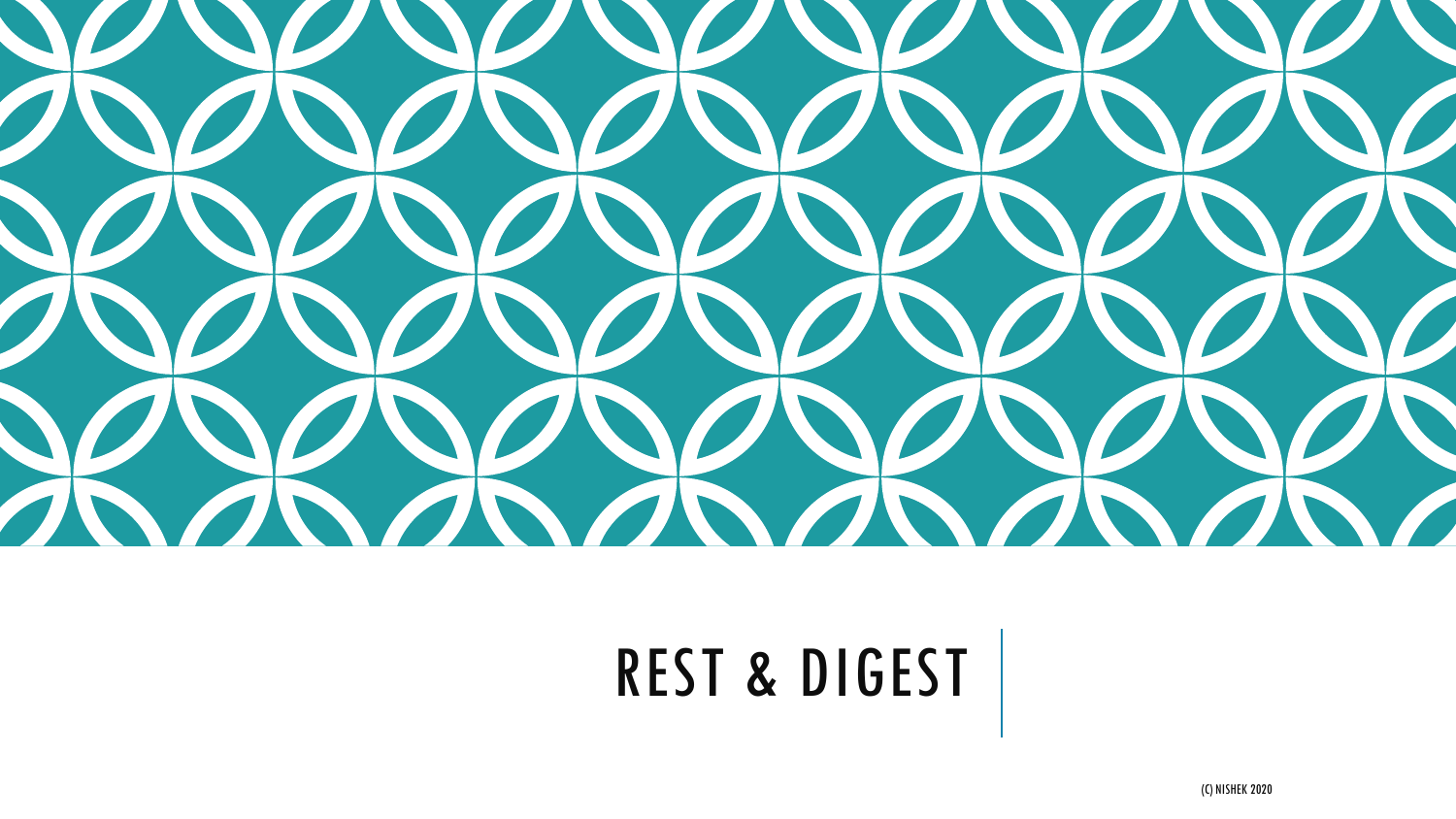# REST & DIGEST

(C) NISHEK 2020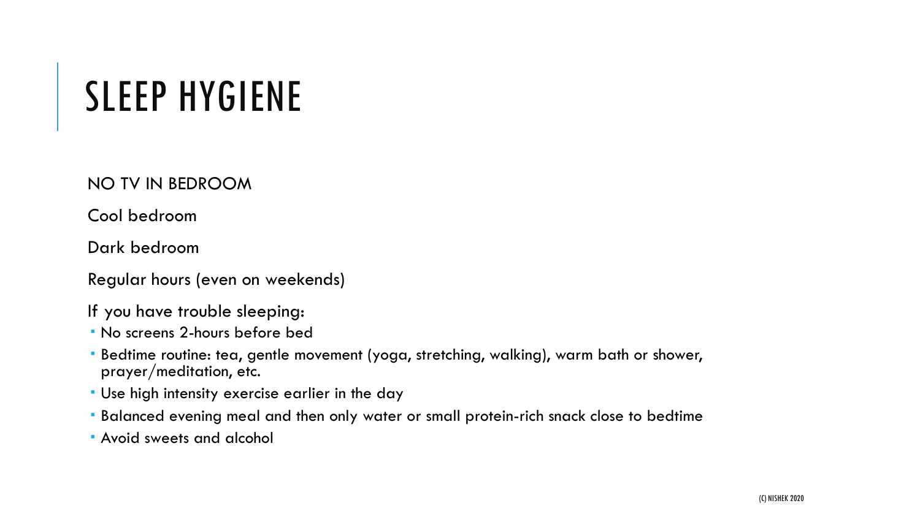# SLEEP HYGIENE

NO TV IN BEDROOM

Cool bedroom

Dark bedroom

Regular hours (even on weekends)

If you have trouble sleeping:

- No screens 2-hours before bed
- Bedtime routine: tea, gentle movement (yoga, stretching, walking), warm bath or shower, prayer/meditation, etc.
- Use high intensity exercise earlier in the day
- Balanced evening meal and then only water or small protein-rich snack close to bedtime
- Avoid sweets and alcohol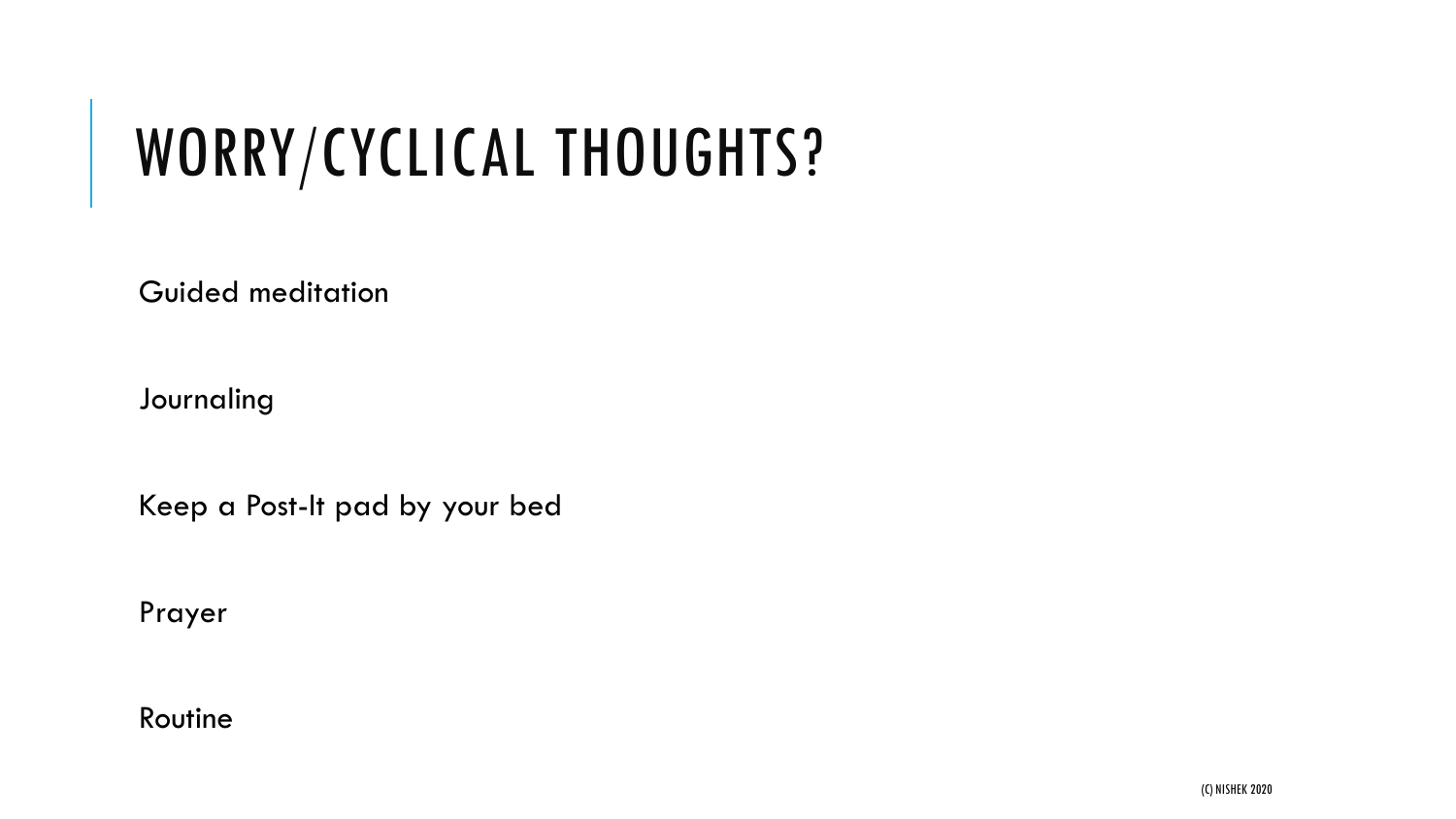# WORRY/CYCLICAL THOUGHTS?

Guided meditation

Journaling

Keep a Post-It pad by your bed

Prayer

Routine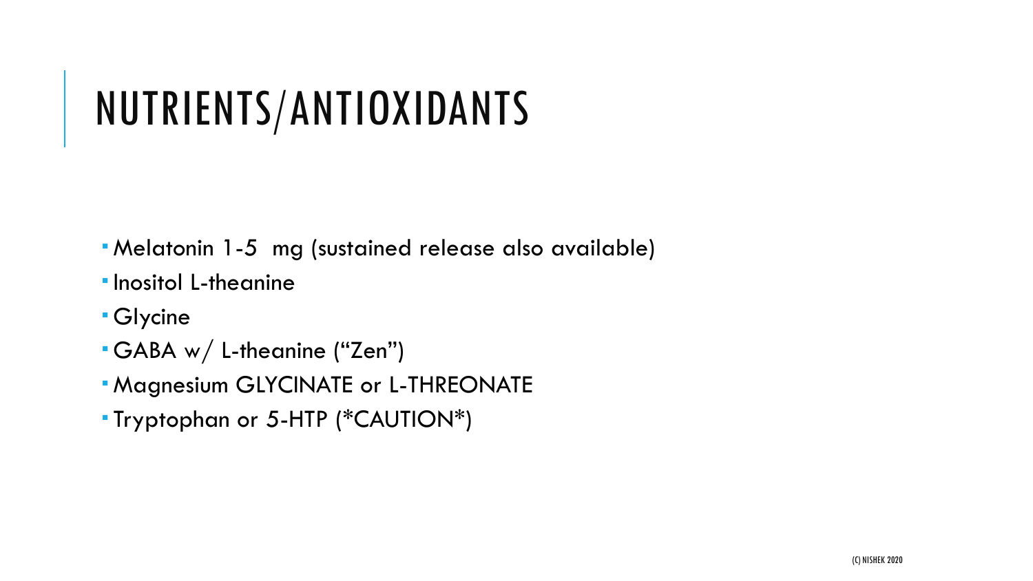# NUTRIENTS/ANTIOXIDANTS

- Melatonin 1-5  mg (sustained release also available)
- Inositol L-theanine
- Glycine
- GABA w/ L-theanine ("Zen")
- Magnesium GLYCINATE or L-THREONATE
- Tryptophan or 5-HTP (*CAUTION*)

(C) NISHEK 2020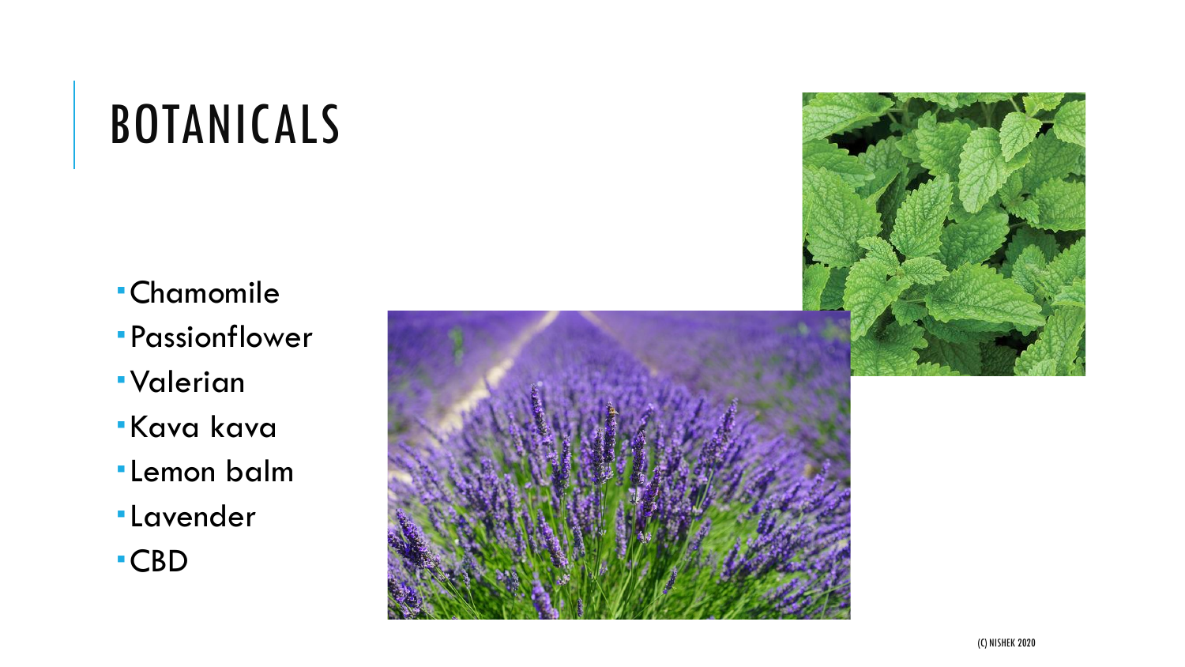# BOTANICALS

- Chamomile
- Passionflower
- Valerian
- Kava kava
- Lemon balm
- Lavender
- CBD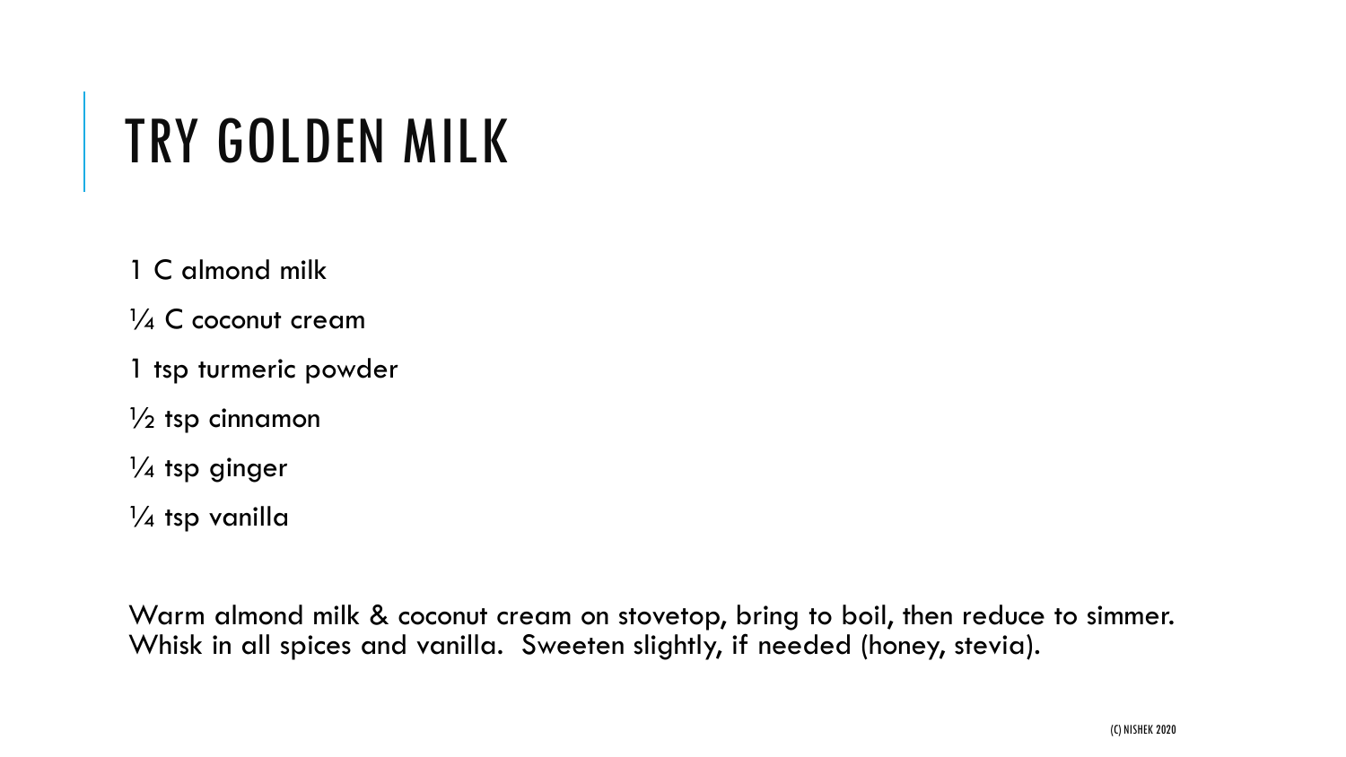# TRY GOLDEN MILK

1 C almond milk

¼ C coconut cream

1 tsp turmeric powder

½ tsp cinnamon

¼ tsp ginger

¼ tsp vanilla

Warm almond milk & coconut cream on stovetop, bring to boil, then reduce to simmer. Whisk in all spices and vanilla.  Sweeten slightly, if needed (honey, stevia).

(C) NISHEK 2020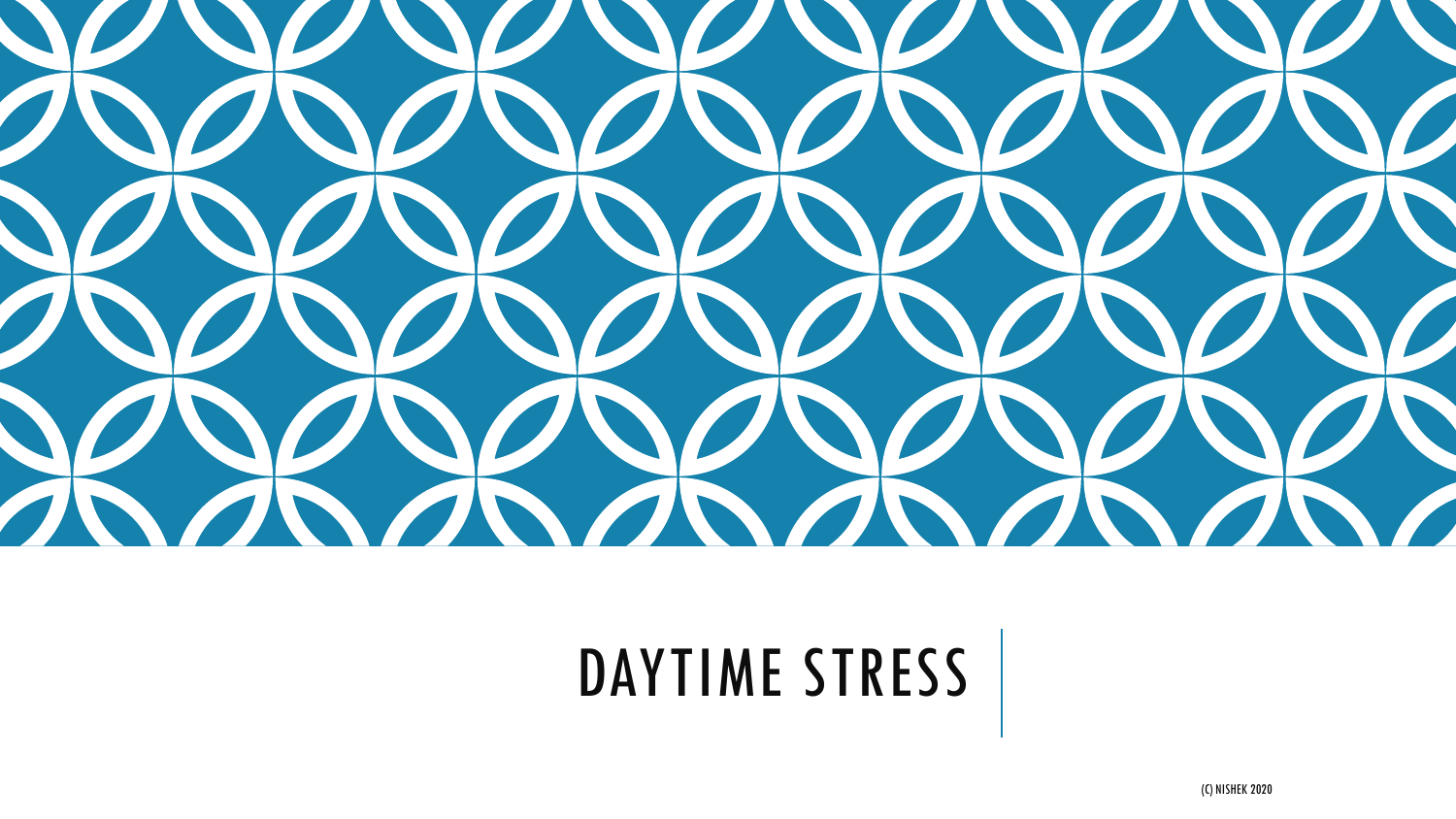# DAYTIME STRESS

(C) NISHEK 2020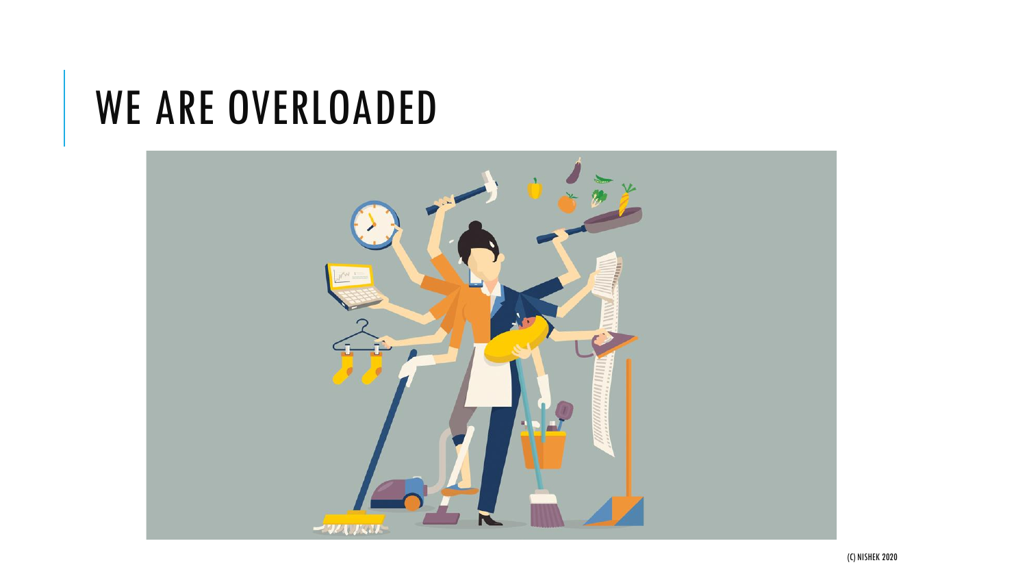# WE ARE OVERLOADED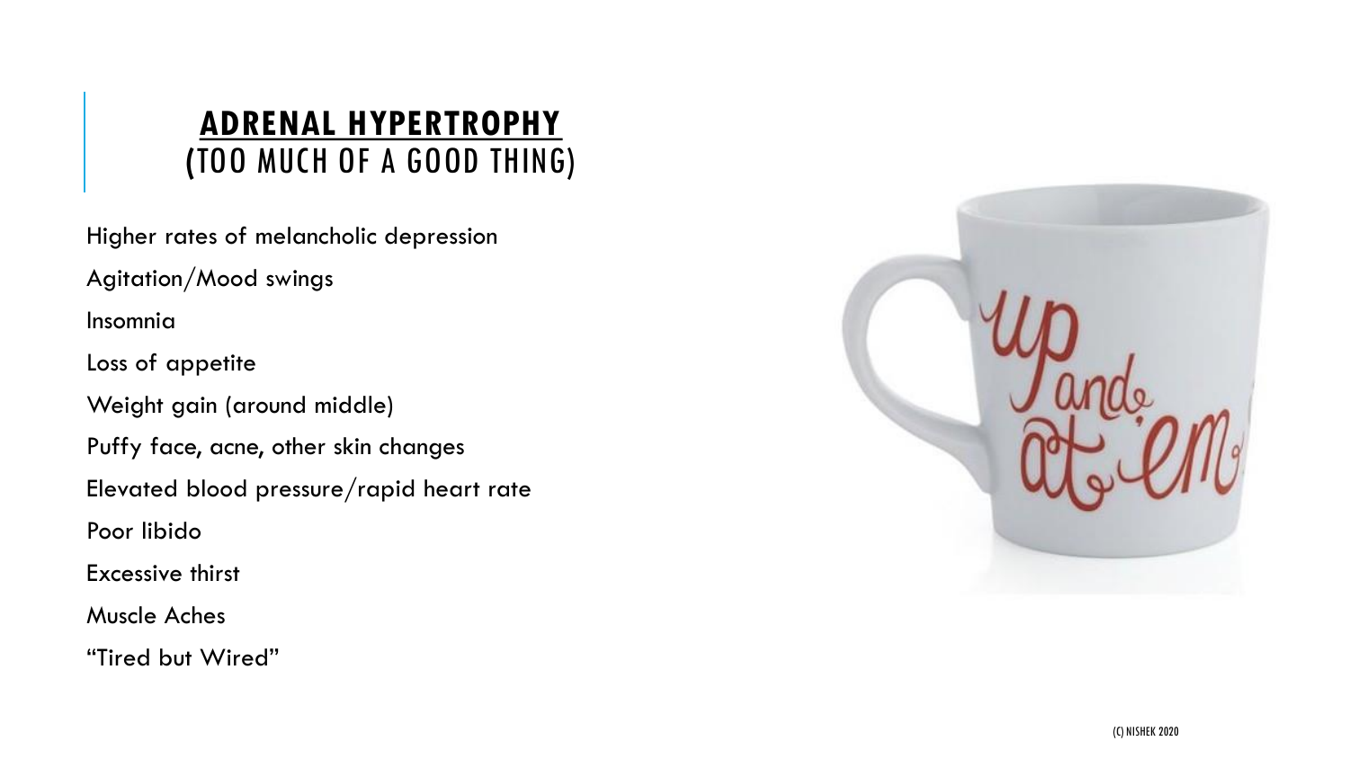## ADRENAL HYPERTROPHY
(TOO MUCH OF A GOOD THING)

Higher rates of melancholic depression

Agitation/Mood swings

Insomnia

Loss of appetite

Weight gain (around middle)

Puffy face, acne, other skin changes

Elevated blood pressure/rapid heart rate

Poor libido

Excessive thirst

Muscle Aches

"Tired but Wired"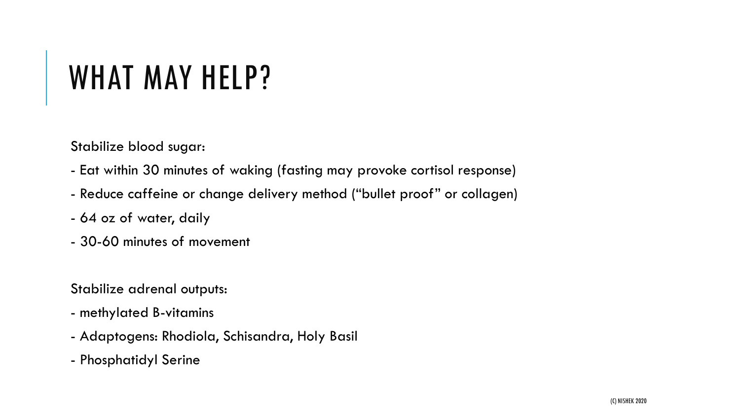# WHAT MAY HELP?

Stabilize blood sugar:

- Eat within 30 minutes of waking (fasting may provoke cortisol response)
- Reduce caffeine or change delivery method ("bullet proof" or collagen)
- 64 oz of water, daily
- 30-60 minutes of movement

Stabilize adrenal outputs:

- methylated B-vitamins
- Adaptogens: Rhodiola, Schisandra, Holy Basil
- Phosphatidyl Serine

(C) NISHEK 2020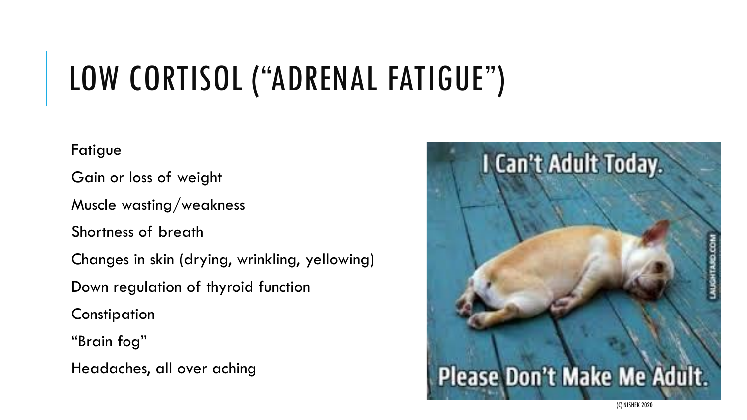# LOW CORTISOL ("ADRENAL FATIGUE")

Fatigue

Gain or loss of weight

Muscle wasting/weakness

Shortness of breath

Changes in skin (drying, wrinkling, yellowing)

Down regulation of thyroid function

Constipation

"Brain fog"

Headaches, all over aching

(C) NISHEK 2020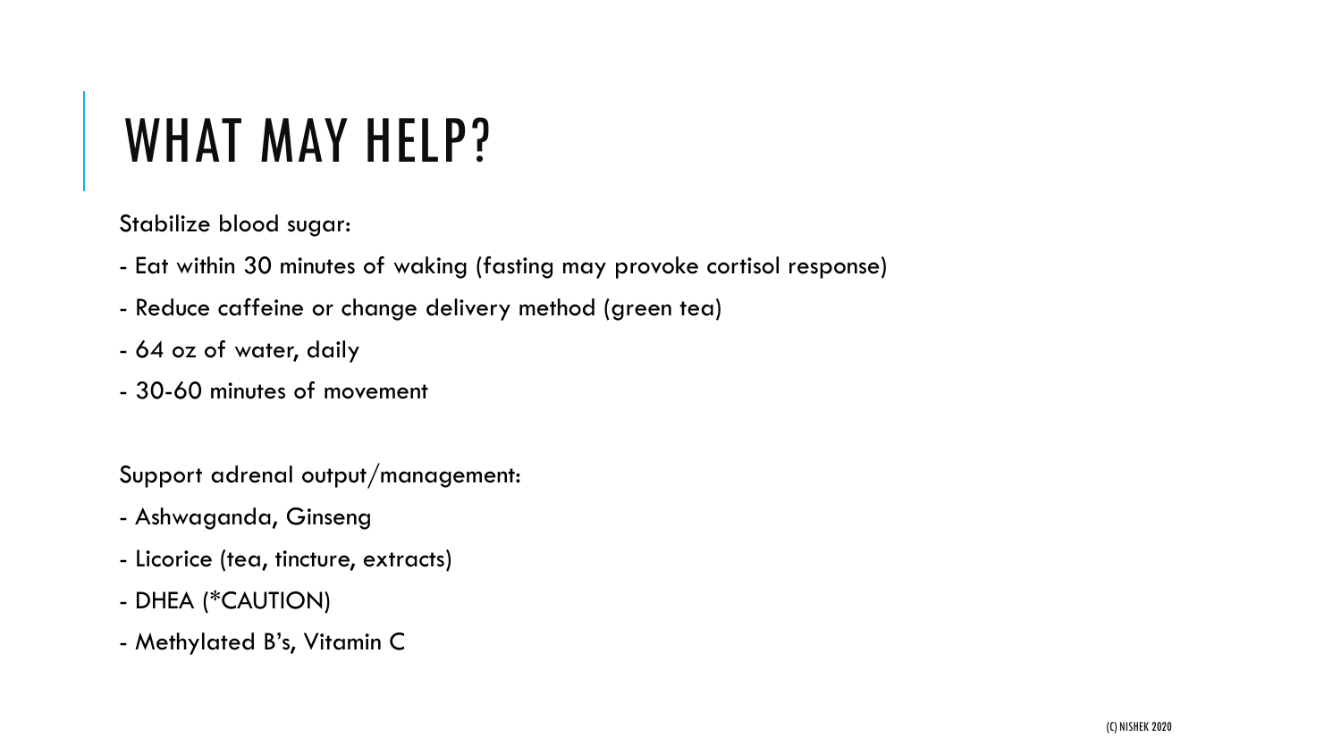# WHAT MAY HELP?

Stabilize blood sugar:

- Eat within 30 minutes of waking (fasting may provoke cortisol response)
- Reduce caffeine or change delivery method (green tea)
- 64 oz of water, daily
- 30-60 minutes of movement

Support adrenal output/management:

- Ashwaganda, Ginseng
- Licorice (tea, tincture, extracts)
- DHEA (*CAUTION)
- Methylated B's, Vitamin C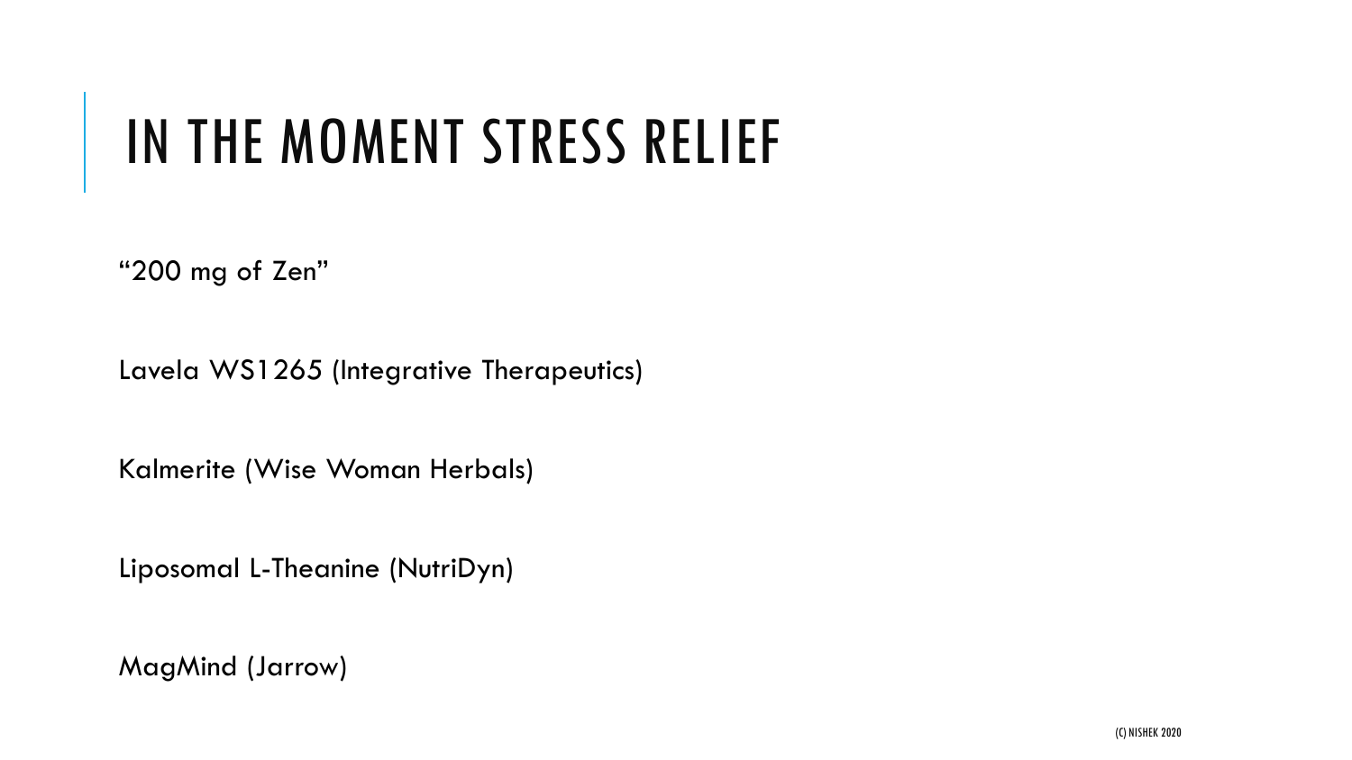# IN THE MOMENT STRESS RELIEF

"200 mg of Zen"

Lavela WS1265 (Integrative Therapeutics)

Kalmerite (Wise Woman Herbals)

Liposomal L-Theanine (NutriDyn)

MagMind (Jarrow)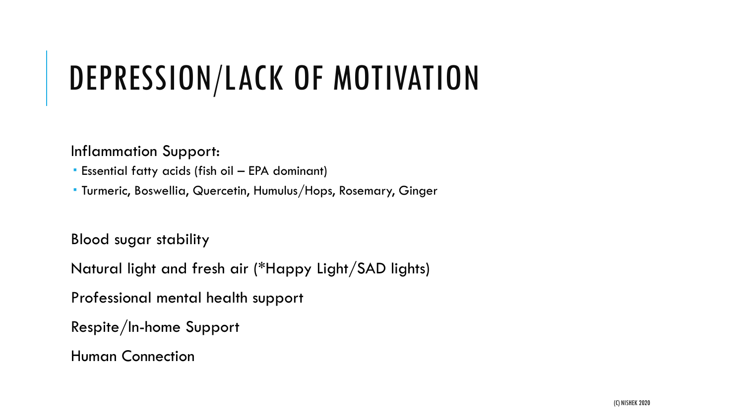# DEPRESSION/LACK OF MOTIVATION

Inflammation Support:

- Essential fatty acids (fish oil – EPA dominant)
- Turmeric, Boswellia, Quercetin, Humulus/Hops, Rosemary, Ginger

Blood sugar stability

Natural light and fresh air (*Happy Light/SAD lights)

Professional mental health support

Respite/In-home Support

Human Connection

(C) NISHEK 2020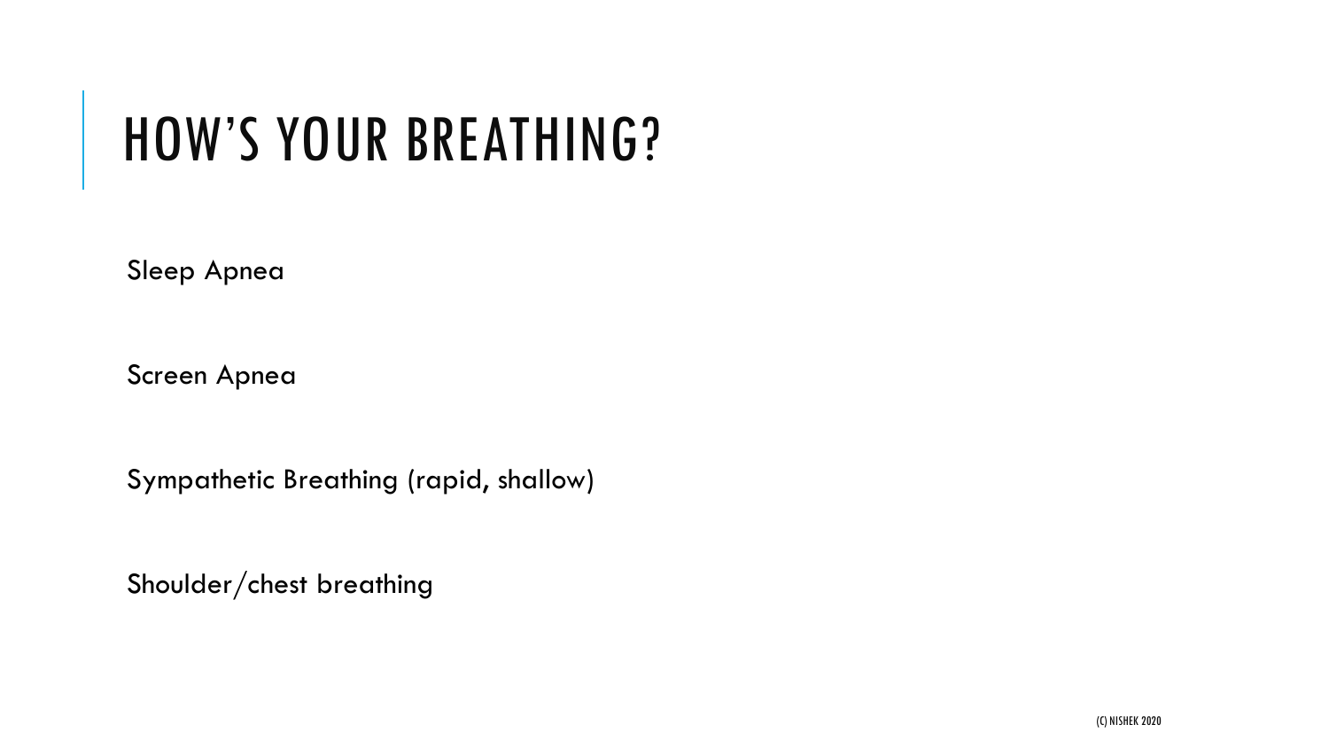# HOW'S YOUR BREATHING?

Sleep Apnea

Screen Apnea

Sympathetic Breathing (rapid, shallow)

Shoulder/chest breathing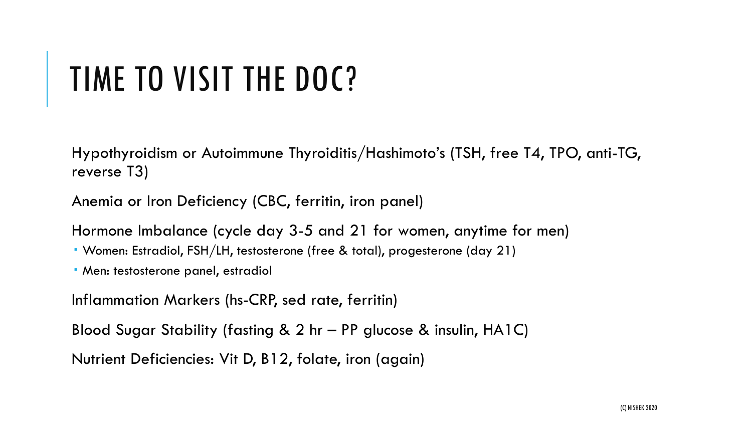# TIME TO VISIT THE DOC?

Hypothyroidism or Autoimmune Thyroiditis/Hashimoto's (TSH, free T4, TPO, anti-TG, reverse T3)

Anemia or Iron Deficiency (CBC, ferritin, iron panel)

Hormone Imbalance (cycle day 3-5 and 21 for women, anytime for men)

- Women: Estradiol, FSH/LH, testosterone (free & total), progesterone (day 21)
- Men: testosterone panel, estradiol

Inflammation Markers (hs-CRP, sed rate, ferritin)

Blood Sugar Stability (fasting & 2 hr – PP glucose & insulin, HA1C)

Nutrient Deficiencies: Vit D, B12, folate, iron (again)

(C) NISHEK 2020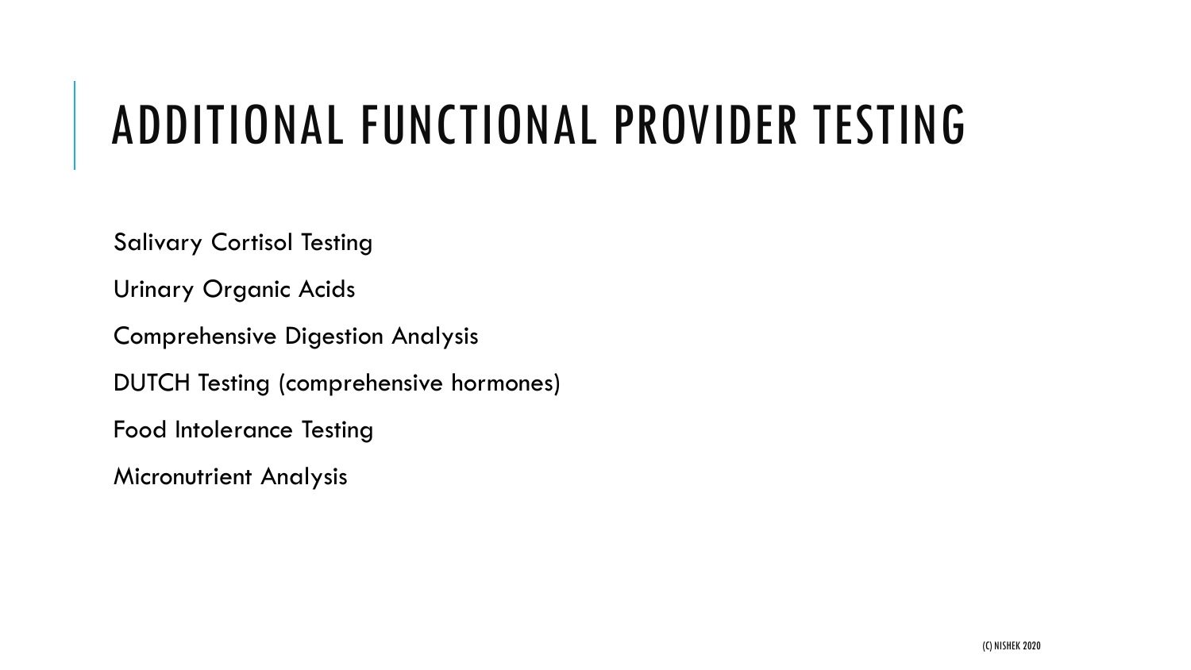# ADDITIONAL FUNCTIONAL PROVIDER TESTING

Salivary Cortisol Testing

Urinary Organic Acids

Comprehensive Digestion Analysis

DUTCH Testing (comprehensive hormones)

Food Intolerance Testing

Micronutrient Analysis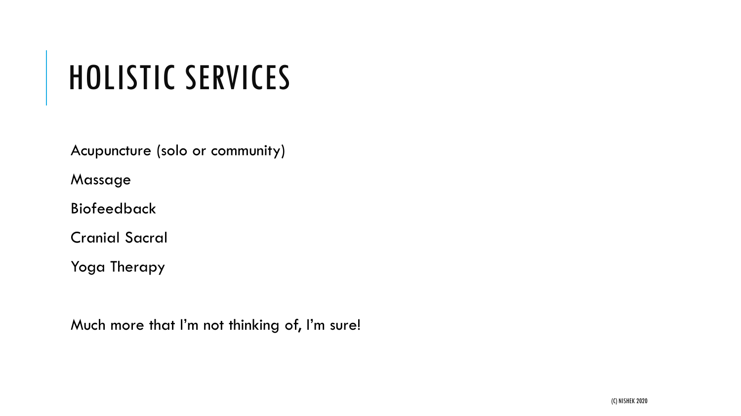# HOLISTIC SERVICES

Acupuncture (solo or community)

Massage

Biofeedback

Cranial Sacral

Yoga Therapy

Much more that I'm not thinking of, I'm sure!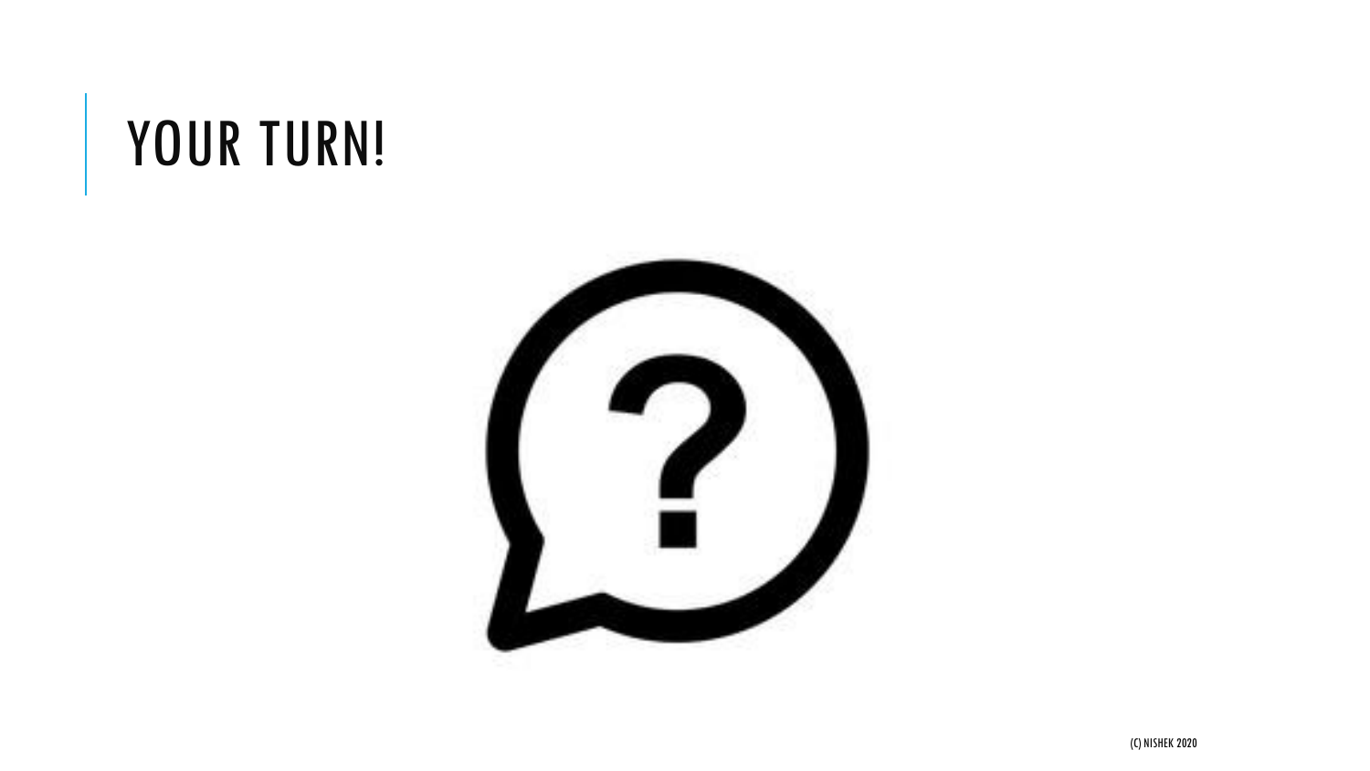# YOUR TURN!